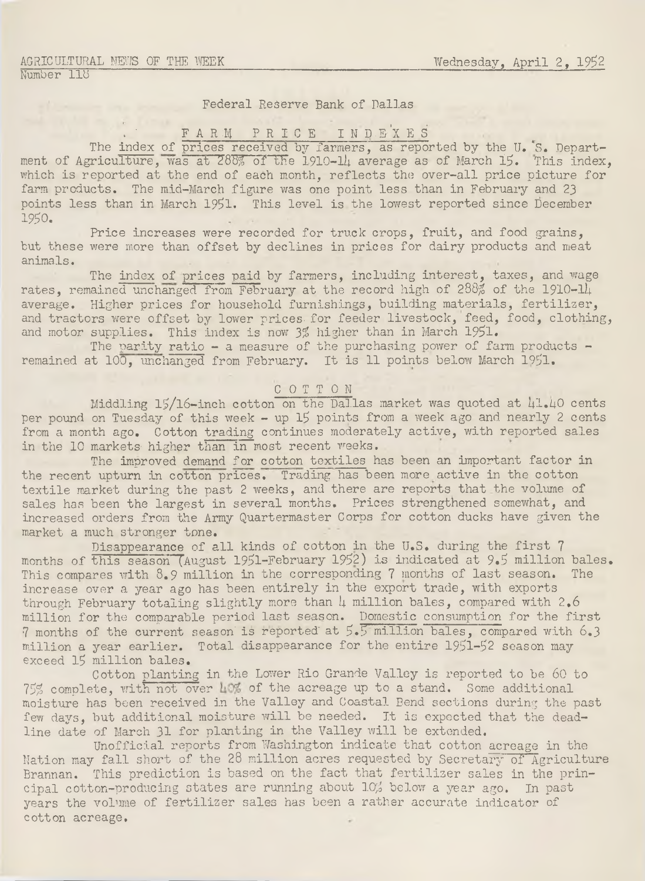AGRICULTURAL NEWS OF THE WEEK Wednesday, April 2, 1952
Number 118

Federal Reserve Bank of Dallas

## FARM PRICE INDEXES

The index of prices received by farmers, as reported by the U. S. Department of Agriculture, was at 288% of the 1910-14 average as of March 15. This index, which is reported at the end of each month, reflects the over-all price picture for farm products. The mid-March figure was one point less than in February and 23 points less than in March 1951. This level is the lowest reported since December 1950.

Price increases were recorded for truck crops, fruit, and food grains, but these were more than offset by declines in prices for dairy products and meat animals.

The index of prices paid by farmers, including interest, taxes, and wage rates, remained unchanged from February at the record high of 288% of the 1910-14 average. Higher prices for household furnishings, building materials, fertilizer, and tractors were offset by lower prices for feeder livestock, feed, food, clothing, and motor supplies. This index is now 3% higher than in March 1951.

The parity ratio - a measure of the purchasing power of farm products - remained at 100, unchanged from February. It is 11 points below March 1951.

## COTTON

Middling 15/16-inch cotton on the Dallas market was quoted at 41.40 cents per pound on Tuesday of this week - up 15 points from a week ago and nearly 2 cents from a month ago. Cotton trading continues moderately active, with reported sales in the 10 markets higher than in most recent weeks.

The improved demand for cotton textiles has been an important factor in the recent upturn in cotton prices. Trading has been more active in the cotton textile market during the past 2 weeks, and there are reports that the volume of sales has been the largest in several months. Prices strengthened somewhat, and increased orders from the Army Quartermaster Corps for cotton ducks have given the market a much stronger tone.

Disappearance of all kinds of cotton in the U.S. during the first 7 months of this season (August 1951-February 1952) is indicated at 9.5 million bales. This compares with 8.9 million in the corresponding 7 months of last season. The increase over a year ago has been entirely in the export trade, with exports through February totaling slightly more than 4 million bales, compared with 2.6 million for the comparable period last season. Domestic consumption for the first 7 months of the current season is reported at 5.5 million bales, compared with 6.3 million a year earlier. Total disappearance for the entire 1951-52 season may exceed 15 million bales.

Cotton planting in the Lower Rio Grande Valley is reported to be 60 to 75% complete, with not over 40% of the acreage up to a stand. Some additional moisture has been received in the Valley and Coastal Bend sections during the past few days, but additional moisture will be needed. It is expected that the deadline date of March 31 for planting in the Valley will be extended.

Unofficial reports from Washington indicate that cotton acreage in the Nation may fall short of the 28 million acres requested by Secretary of Agriculture Brannan. This prediction is based on the fact that fertilizer sales in the principal cotton-producing states are running about 10% below a year ago. In past years the volume of fertilizer sales has been a rather accurate indicator of cotton acreage.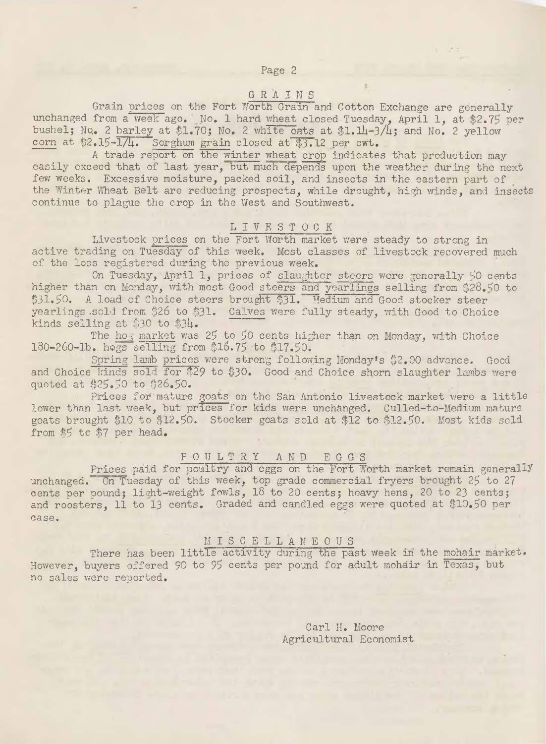## GRAINS

Grain prices on the Fort Worth Grain and Cotton Exchange are generally unchanged from a week ago. No. 1 hard wheat closed Tuesday, April 1, at $2.75 per bushel; No. 2 barley at $1.70; No. 2 white oats at $1.14-3/4; and No. 2 yellow corn at $2.15-1/4. Sorghum grain closed at $3.12 per cwt.

A trade report on the winter wheat crop indicates that production may easily exceed that of last year, but much depends upon the weather during the next few weeks. Excessive moisture, packed soil, and insects in the eastern part of the Winter Wheat Belt are reducing prospects, while drought, high winds, and insects continue to plague the crop in the West and Southwest.

## LIVESTOCK

Livestock prices on the Fort Worth market were steady to strong in active trading on Tuesday of this week. Most classes of livestock recovered much of the loss registered during the previous week.

On Tuesday, April 1, prices of slaughter steers were generally 50 cents higher than on Monday, with most Good steers and yearlings selling from $28.50 to $31.50. A load of Choice steers brought $31. Medium and Good stocker steer yearlings sold from $26 to $31. Calves were fully steady, with Good to Choice kinds selling at $30 to $34.

The hog market was 25 to 50 cents higher than on Monday, with Choice 180-260-lb. hogs selling from $16.75 to $17.50.

Spring lamb prices were strong following Monday's $2.00 advance. Good and Choice kinds sold for $29 to $30. Good and Choice shorn slaughter lambs were quoted at $25.50 to $26.50.

Prices for mature goats on the San Antonio livestock market were a little lower than last week, but prices for kids were unchanged. Culled-to-Medium mature goats brought $10 to $12.50. Stocker goats sold at $12 to $12.50. Most kids sold from $5 to $7 per head.

## POULTRY AND EGGS

Prices paid for poultry and eggs on the Fort Worth market remain generally unchanged. On Tuesday of this week, top grade commercial fryers brought 25 to 27 cents per pound; light-weight fowls, 18 to 20 cents; heavy hens, 20 to 23 cents; and roosters, 11 to 13 cents. Graded and candled eggs were quoted at $10.50 per case.

## MISCELLANEOUS

There has been little activity during the past week in the mohair market. However, buyers offered 90 to 95 cents per pound for adult mohair in Texas, but no sales were reported.

Carl H. Moore
Agricultural Economist